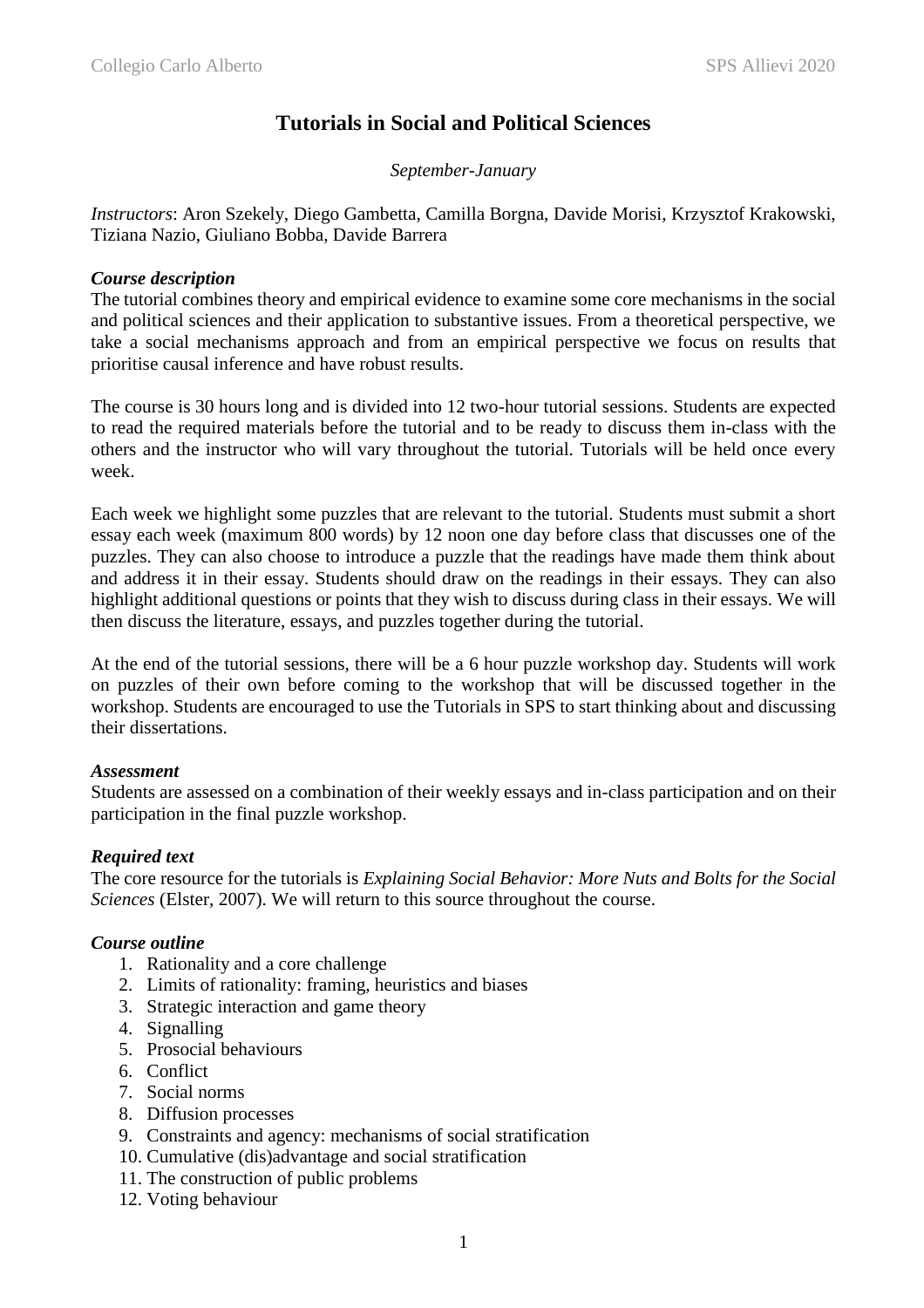# Tutorials in Social and Political Sciences

*September-January*

*Instructors*: Aron Szekely, Diego Gambetta, Camilla Borgna, Davide Morisi, Krzysztof Krakowski, Tiziana Nazio, Giuliano Bobba, Davide Barrera

### *Course description*

The tutorial combines theory and empirical evidence to examine some core mechanisms in the social and political sciences and their application to substantive issues. From a theoretical perspective, we take a social mechanisms approach and from an empirical perspective we focus on results that prioritise causal inference and have robust results.

The course is 30 hours long and is divided into 12 two-hour tutorial sessions. Students are expected to read the required materials before the tutorial and to be ready to discuss them in-class with the others and the instructor who will vary throughout the tutorial. Tutorials will be held once every week.

Each week we highlight some puzzles that are relevant to the tutorial. Students must submit a short essay each week (maximum 800 words) by 12 noon one day before class that discusses one of the puzzles. They can also choose to introduce a puzzle that the readings have made them think about and address it in their essay. Students should draw on the readings in their essays. They can also highlight additional questions or points that they wish to discuss during class in their essays. We will then discuss the literature, essays, and puzzles together during the tutorial.

At the end of the tutorial sessions, there will be a 6 hour puzzle workshop day. Students will work on puzzles of their own before coming to the workshop that will be discussed together in the workshop. Students are encouraged to use the Tutorials in SPS to start thinking about and discussing their dissertations.

### *Assessment*

Students are assessed on a combination of their weekly essays and in-class participation and on their participation in the final puzzle workshop.

### *Required text*

The core resource for the tutorials is *Explaining Social Behavior: More Nuts and Bolts for the Social Sciences* (Elster, 2007). We will return to this source throughout the course.

### *Course outline*

1. Rationality and a core challenge
2. Limits of rationality: framing, heuristics and biases
3. Strategic interaction and game theory
4. Signalling
5. Prosocial behaviours
6. Conflict
7. Social norms
8. Diffusion processes
9. Constraints and agency: mechanisms of social stratification
10. Cumulative (dis)advantage and social stratification
11. The construction of public problems
12. Voting behaviour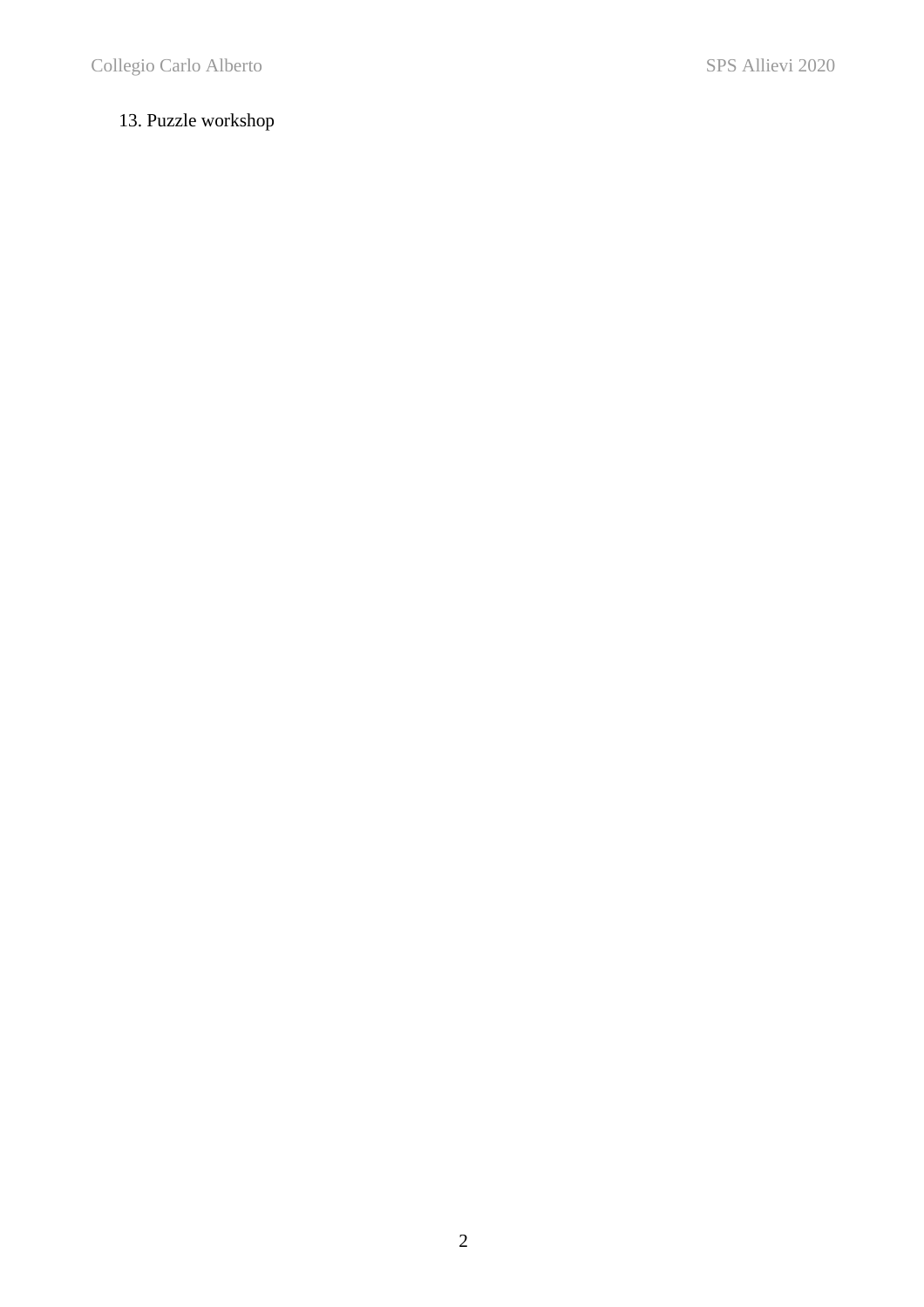13. Puzzle workshop